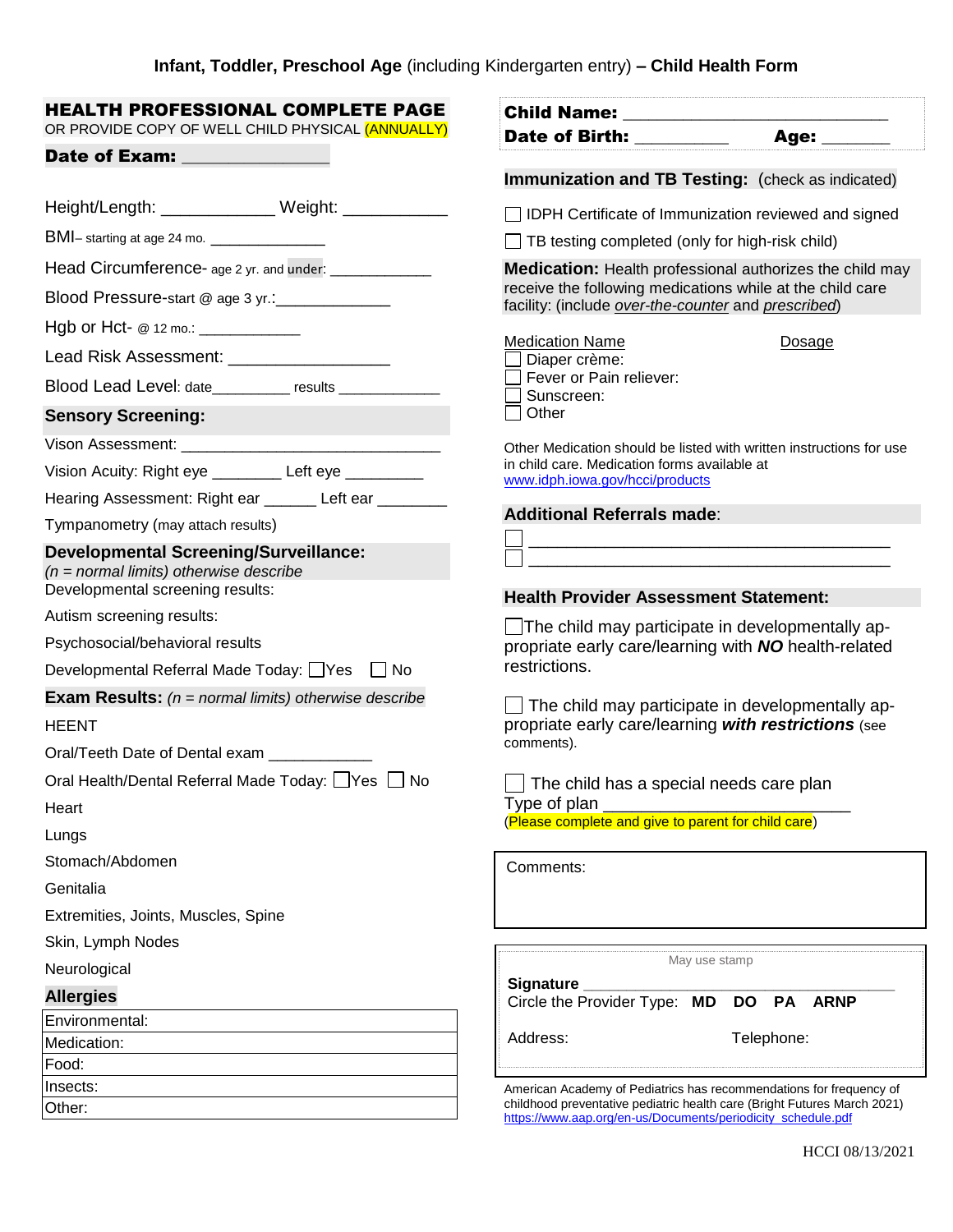# Infant, Toddler, Preschool Age (including Kindergarten entry) – Child Health Form

## HEALTH PROFESSIONAL COMPLETE PAGE

OR PROVIDE COPY OF WELL CHILD PHYSICAL (ANNUALLY)

**Date of Exam:** _______________

Height/Length: ____________ Weight: ___________

BMI– starting at age 24 mo. _____________

Head Circumference- age 2 yr. and under: ____________

Blood Pressure-start @ age 3 yr.:____________

Hgb or Hct- @ 12 mo.: ____________

Lead Risk Assessment: _________________

Blood Lead Level: date_________ results ____________

### Sensory Screening:

Vison Assessment: ______________________________

Vision Acuity: Right eye ________ Left eye _________

Hearing Assessment: Right ear ______ Left ear ________

Tympanometry (may attach results)

### Developmental Screening/Surveillance:

*(n = normal limits) otherwise describe*

Developmental screening results:

Autism screening results:

Psychosocial/behavioral results

Developmental Referral Made Today: ☐Yes ☐ No

### Exam Results: *(n = normal limits) otherwise describe*

HEENT

Oral/Teeth Date of Dental exam ____________

Oral Health/Dental Referral Made Today: ☐Yes ☐ No

Heart

Lungs

Stomach/Abdomen

Genitalia

Extremities, Joints, Muscles, Spine

Skin, Lymph Nodes

Neurological

### Allergies

| Environmental: |
|---|
| Medication: |
| Food: |
| Insects: |
| Other: |

**Child Name:** ____________________________

**Date of Birth:** __________ **Age:** _______

### Immunization and TB Testing: (check as indicated)

☐ IDPH Certificate of Immunization reviewed and signed

☐ TB testing completed (only for high-risk child)

**Medication:** Health professional authorizes the child may receive the following medications while at the child care facility: (include *over-the-counter* and *prescribed*)

| Medication Name | Dosage |
|---|---|
| ☐ Diaper crème: | |
| ☐ Fever or Pain reliever: | |
| ☐ Sunscreen: | |
| ☐ Other | |

Other Medication should be listed with written instructions for use in child care. Medication forms available at www.idph.iowa.gov/hcci/products

### Additional Referrals made:

☐ ________________________________________

☐ ________________________________________

### Health Provider Assessment Statement:

☐ The child may participate in developmentally appropriate early care/learning with ***NO*** health-related restrictions.

☐ The child may participate in developmentally appropriate early care/learning ***with restrictions*** (see comments).

☐ The child has a special needs care plan

Type of plan _________________________

(Please complete and give to parent for child care)

Comments:

May use stamp

**Signature** ________________________________

Circle the Provider Type: **MD DO PA ARNP**

Address: Telephone:

American Academy of Pediatrics has recommendations for frequency of childhood preventative pediatric health care (Bright Futures March 2021) https://www.aap.org/en-us/Documents/periodicity_schedule.pdf

HCCI 08/13/2021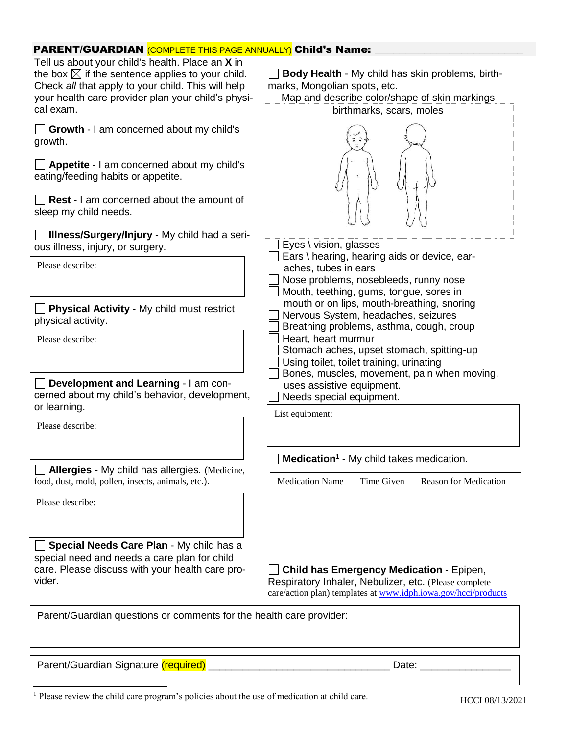**PARENT/GUARDIAN** (COMPLETE THIS PAGE ANNUALLY) **Child's Name:** ___________________________

Tell us about your child's health. Place an **X** in the box ☒ if the sentence applies to your child. Check *all* that apply to your child. This will help your health care provider plan your child's physical exam.

☐ **Growth** - I am concerned about my child's growth.

☐ **Appetite** - I am concerned about my child's eating/feeding habits or appetite.

☐ **Rest** - I am concerned about the amount of sleep my child needs.

☐ **Illness/Surgery/Injury** - My child had a serious illness, injury, or surgery.

Please describe:

☐ **Physical Activity** - My child must restrict physical activity.

Please describe:

☐ **Development and Learning** - I am concerned about my child's behavior, development, or learning.

Please describe:

☐ **Allergies** - My child has allergies. (Medicine, food, dust, mold, pollen, insects, animals, etc.).

Please describe:

☐ **Special Needs Care Plan** - My child has a special need and needs a care plan for child care. Please discuss with your health care provider.

☐ **Body Health** - My child has skin problems, birthmarks, Mongolian spots, etc.

Map and describe color/shape of skin markings birthmarks, scars, moles

- ☐ Eyes \ vision, glasses
- ☐ Ears \ hearing, hearing aids or device, earaches, tubes in ears
- ☐ Nose problems, nosebleeds, runny nose
- ☐ Mouth, teething, gums, tongue, sores in mouth or on lips, mouth-breathing, snoring
- ☐ Nervous System, headaches, seizures
- ☐ Breathing problems, asthma, cough, croup
- ☐ Heart, heart murmur
- ☐ Stomach aches, upset stomach, spitting-up
- ☐ Using toilet, toilet training, urinating
- ☐ Bones, muscles, movement, pain when moving, uses assistive equipment.
- ☐ Needs special equipment.

List equipment:

☐ **Medication**[1] - My child takes medication.

| Medication Name | Time Given | Reason for Medication |
|---|---|---|
| | | |

☐ **Child has Emergency Medication** - Epipen, Respiratory Inhaler, Nebulizer, etc. (Please complete care/action plan) templates at www.idph.iowa.gov/hcci/products

Parent/Guardian questions or comments for the health care provider:

Parent/Guardian Signature (required) _______________________________ Date: _______________

[1] Please review the child care program's policies about the use of medication at child care.

HCCI 08/13/2021